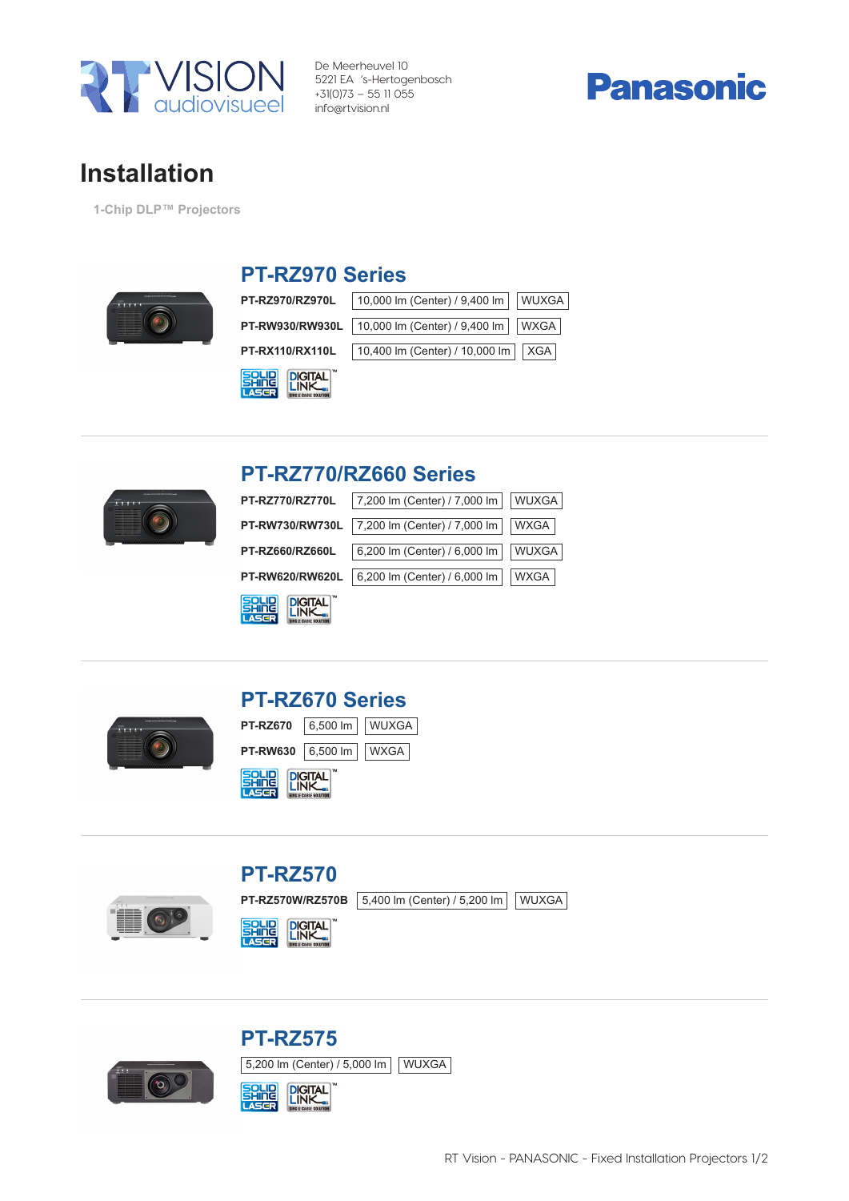RT VISION audiovisueel

De Meerheuvel 10
5221 EA 's-Hertogenbosch
+31(0)73 – 55 11 055
info@rtvision.nl

Panasonic

# Installation

1-Chip DLP™ Projectors

## PT-RZ970 Series

| | | |
|---|---|---|
| **PT-RZ970/RZ970L** | 10,000 lm (Center) / 9,400 lm | WUXGA |
| **PT-RW930/RW930L** | 10,000 lm (Center) / 9,400 lm | WXGA |
| **PT-RX110/RX110L** | 10,400 lm (Center) / 10,000 lm | XGA |

SOLID SHINE LASER · DIGITAL LINK™

## PT-RZ770/RZ660 Series

| | | |
|---|---|---|
| **PT-RZ770/RZ770L** | 7,200 lm (Center) / 7,000 lm | WUXGA |
| **PT-RW730/RW730L** | 7,200 lm (Center) / 7,000 lm | WXGA |
| **PT-RZ660/RZ660L** | 6,200 lm (Center) / 6,000 lm | WUXGA |
| **PT-RW620/RW620L** | 6,200 lm (Center) / 6,000 lm | WXGA |

SOLID SHINE LASER · DIGITAL LINK™

## PT-RZ670 Series

| | | |
|---|---|---|
| **PT-RZ670** | 6,500 lm | WUXGA |
| **PT-RW630** | 6,500 lm | WXGA |

SOLID SHINE LASER · DIGITAL LINK™

## PT-RZ570

| | | |
|---|---|---|
| **PT-RZ570W/RZ570B** | 5,400 lm (Center) / 5,200 lm | WUXGA |

SOLID SHINE LASER · DIGITAL LINK™

## PT-RZ575

| | |
|---|---|
| 5,200 lm (Center) / 5,000 lm | WUXGA |

SOLID SHINE LASER · DIGITAL LINK™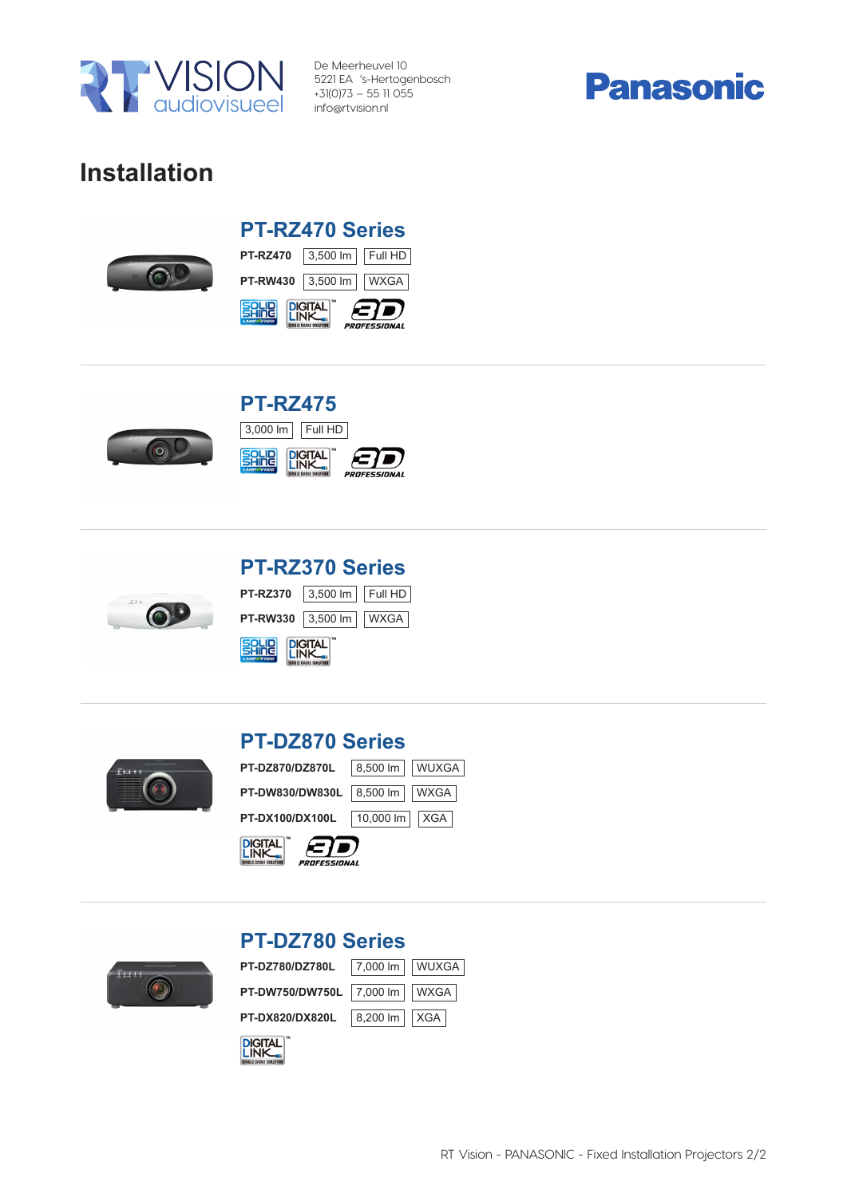De Meerheuvel 10
5221 EA 's-Hertogenbosch
+31(0)73 – 55 11 055
info@rtvision.nl

# Installation

## PT-RZ470 Series

| | | |
|---|---|---|
| **PT-RZ470** | 3,500 lm | Full HD |
| **PT-RW430** | 3,500 lm | WXGA |

## PT-RZ475

| | |
|---|---|
| 3,000 lm | Full HD |

## PT-RZ370 Series

| | | |
|---|---|---|
| **PT-RZ370** | 3,500 lm | Full HD |
| **PT-RW330** | 3,500 lm | WXGA |

## PT-DZ870 Series

| | | |
|---|---|---|
| **PT-DZ870/DZ870L** | 8,500 lm | WUXGA |
| **PT-DW830/DW830L** | 8,500 lm | WXGA |
| **PT-DX100/DX100L** | 10,000 lm | XGA |

## PT-DZ780 Series

| | | |
|---|---|---|
| **PT-DZ780/DZ780L** | 7,000 lm | WUXGA |
| **PT-DW750/DW750L** | 7,000 lm | WXGA |
| **PT-DX820/DX820L** | 8,200 lm | XGA |